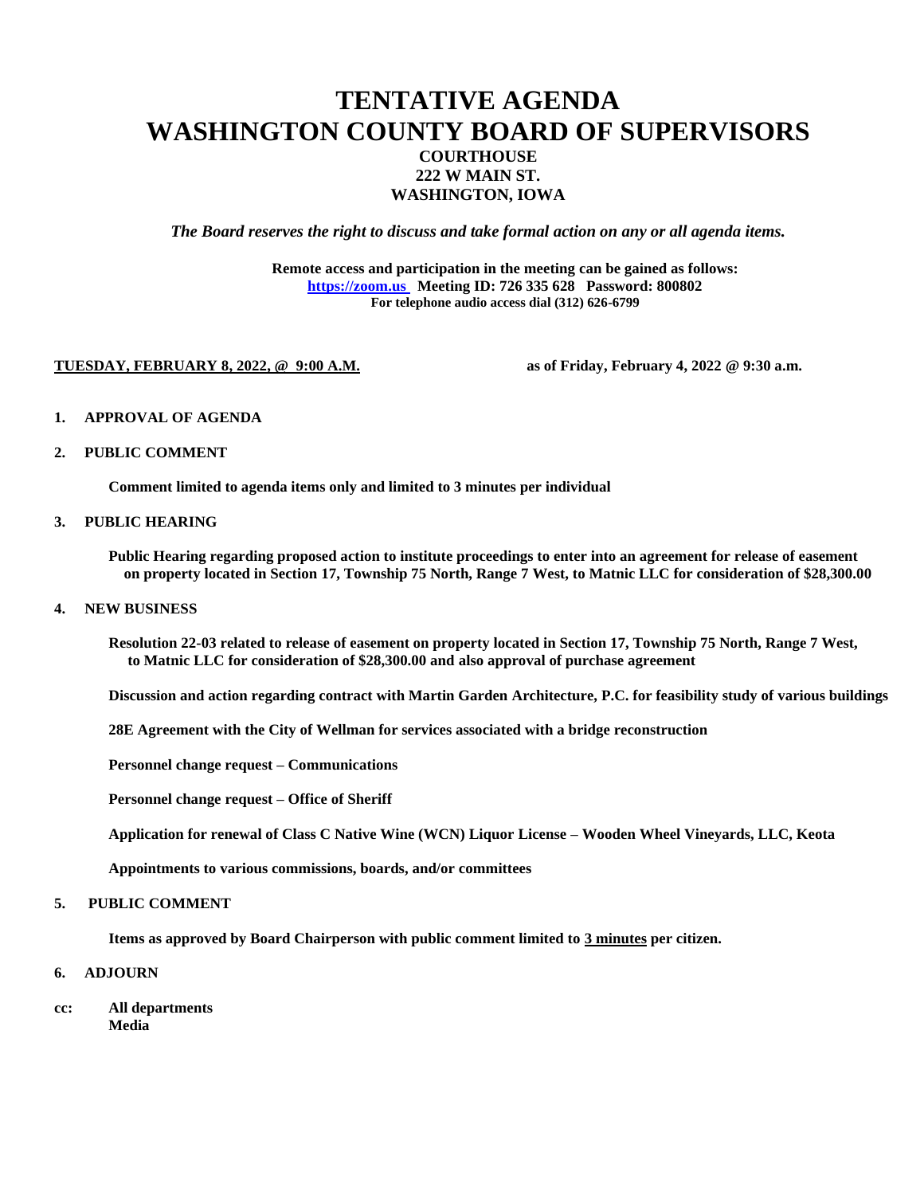# TENTATIVE AGENDA
# WASHINGTON COUNTY BOARD OF SUPERVISORS

**COURTHOUSE**
**222 W MAIN ST.**
**WASHINGTON, IOWA**

***The Board reserves the right to discuss and take formal action on any or all agenda items.***

**Remote access and participation in the meeting can be gained as follows:**
**https://zoom.us Meeting ID: 726 335 628 Password: 800802**
**For telephone audio access dial (312) 626-6799**

**TUESDAY, FEBRUARY 8, 2022, @ 9:00 A.M.** **as of Friday, February 4, 2022 @ 9:30 a.m.**

**1. APPROVAL OF AGENDA**

**2. PUBLIC COMMENT**

**Comment limited to agenda items only and limited to 3 minutes per individual**

**3. PUBLIC HEARING**

**Public Hearing regarding proposed action to institute proceedings to enter into an agreement for release of easement on property located in Section 17, Township 75 North, Range 7 West, to Matnic LLC for consideration of $28,300.00**

**4. NEW BUSINESS**

**Resolution 22-03 related to release of easement on property located in Section 17, Township 75 North, Range 7 West, to Matnic LLC for consideration of $28,300.00 and also approval of purchase agreement**

**Discussion and action regarding contract with Martin Garden Architecture, P.C. for feasibility study of various buildings**

**28E Agreement with the City of Wellman for services associated with a bridge reconstruction**

**Personnel change request – Communications**

**Personnel change request – Office of Sheriff**

**Application for renewal of Class C Native Wine (WCN) Liquor License – Wooden Wheel Vineyards, LLC, Keota**

**Appointments to various commissions, boards, and/or committees**

**5. PUBLIC COMMENT**

**Items as approved by Board Chairperson with public comment limited to 3 minutes per citizen.**

**6. ADJOURN**

**cc: All departments**
**Media**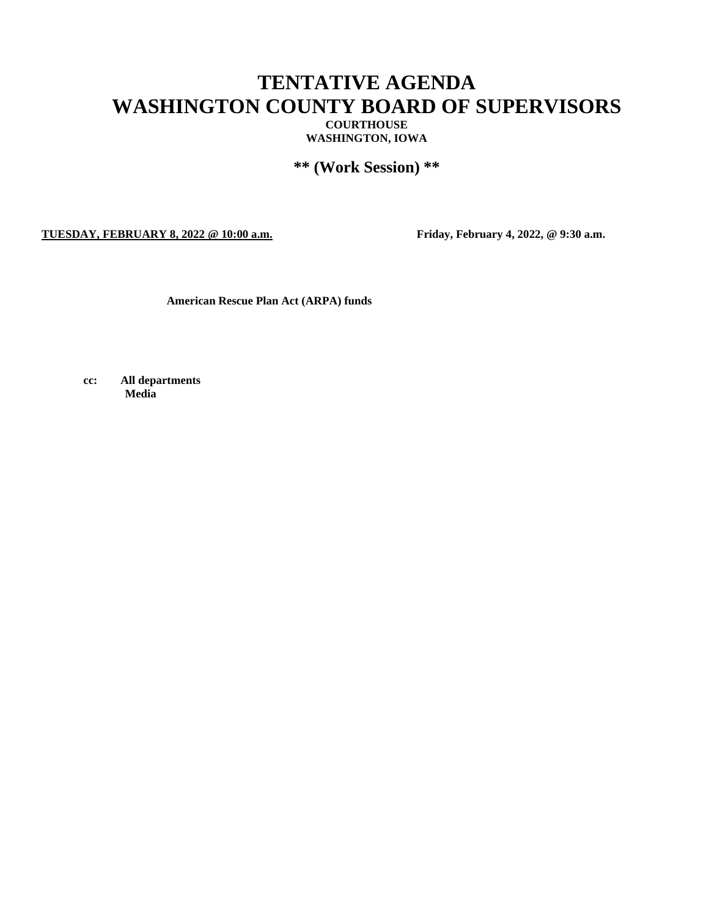# TENTATIVE AGENDA
# WASHINGTON COUNTY BOARD OF SUPERVISORS

**COURTHOUSE**
**WASHINGTON, IOWA**

## ** (Work Session) **

**TUESDAY, FEBRUARY 8, 2022 @ 10:00 a.m.** **Friday, February 4, 2022, @ 9:30 a.m.**

**American Rescue Plan Act (ARPA) funds**

**cc: All departments**
**Media**